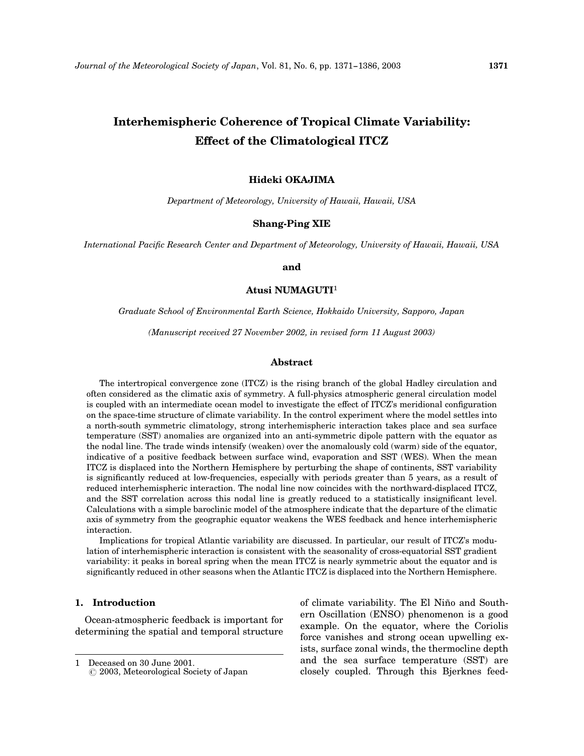# Interhemispheric Coherence of Tropical Climate Variability: Effect of the Climatological ITCZ

**Hideki OKAJIMA**

*Department of Meteorology, University of Hawaii, Hawaii, USA*

**Shang-Ping XIE**

*International Pacific Research Center and Department of Meteorology, University of Hawaii, Hawaii, USA*

**and**

**Atusi NUMAGUTI**[1]

*Graduate School of Environmental Earth Science, Hokkaido University, Sapporo, Japan*

*(Manuscript received 27 November 2002, in revised form 11 August 2003)*

## Abstract

The intertropical convergence zone (ITCZ) is the rising branch of the global Hadley circulation and often considered as the climatic axis of symmetry. A full-physics atmospheric general circulation model is coupled with an intermediate ocean model to investigate the effect of ITCZ's meridional configuration on the space-time structure of climate variability. In the control experiment where the model settles into a north-south symmetric climatology, strong interhemispheric interaction takes place and sea surface temperature (SST) anomalies are organized into an anti-symmetric dipole pattern with the equator as the nodal line. The trade winds intensify (weaken) over the anomalously cold (warm) side of the equator, indicative of a positive feedback between surface wind, evaporation and SST (WES). When the mean ITCZ is displaced into the Northern Hemisphere by perturbing the shape of continents, SST variability is significantly reduced at low-frequencies, especially with periods greater than 5 years, as a result of reduced interhemispheric interaction. The nodal line now coincides with the northward-displaced ITCZ, and the SST correlation across this nodal line is greatly reduced to a statistically insignificant level. Calculations with a simple baroclinic model of the atmosphere indicate that the departure of the climatic axis of symmetry from the geographic equator weakens the WES feedback and hence interhemispheric interaction.

Implications for tropical Atlantic variability are discussed. In particular, our result of ITCZ's modulation of interhemispheric interaction is consistent with the seasonality of cross-equatorial SST gradient variability: it peaks in boreal spring when the mean ITCZ is nearly symmetric about the equator and is significantly reduced in other seasons when the Atlantic ITCZ is displaced into the Northern Hemisphere.

## 1. Introduction

Ocean-atmospheric feedback is important for determining the spatial and temporal structure of climate variability. The El Niño and Southern Oscillation (ENSO) phenomenon is a good example. On the equator, where the Coriolis force vanishes and strong ocean upwelling exists, surface zonal winds, the thermocline depth and the sea surface temperature (SST) are closely coupled. Through this Bjerknes feed-

---

1 Deceased on 30 June 2001.
© 2003, Meteorological Society of Japan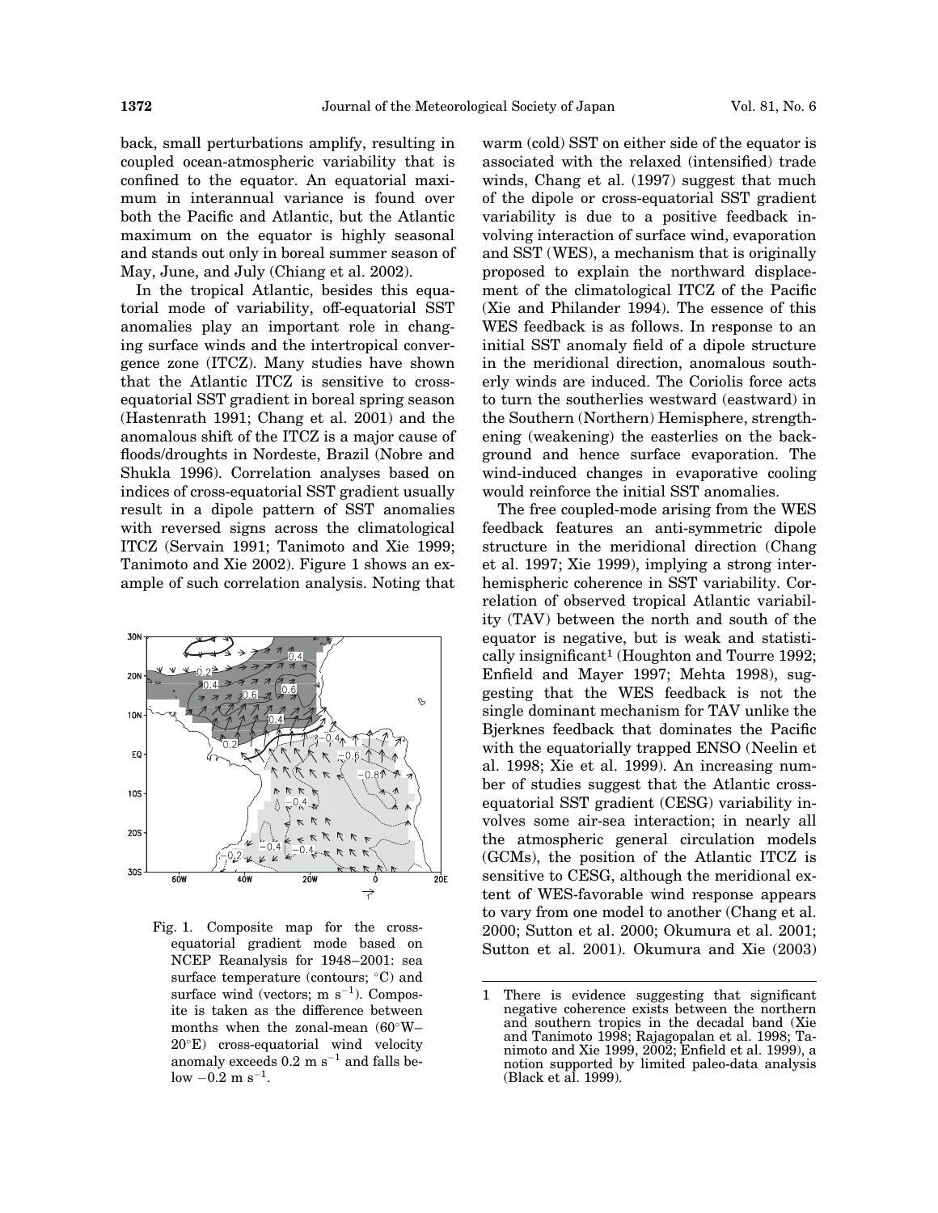back, small perturbations amplify, resulting in coupled ocean-atmospheric variability that is confined to the equator. An equatorial maximum in interannual variance is found over both the Pacific and Atlantic, but the Atlantic maximum on the equator is highly seasonal and stands out only in boreal summer season of May, June, and July (Chiang et al. 2002).

In the tropical Atlantic, besides this equatorial mode of variability, off-equatorial SST anomalies play an important role in changing surface winds and the intertropical convergence zone (ITCZ). Many studies have shown that the Atlantic ITCZ is sensitive to cross-equatorial SST gradient in boreal spring season (Hastenrath 1991; Chang et al. 2001) and the anomalous shift of the ITCZ is a major cause of floods/droughts in Nordeste, Brazil (Nobre and Shukla 1996). Correlation analyses based on indices of cross-equatorial SST gradient usually result in a dipole pattern of SST anomalies with reversed signs across the climatological ITCZ (Servain 1991; Tanimoto and Xie 1999; Tanimoto and Xie 2002). Figure 1 shows an example of such correlation analysis. Noting that warm (cold) SST on either side of the equator is associated with the relaxed (intensified) trade winds, Chang et al. (1997) suggest that much of the dipole or cross-equatorial SST gradient variability is due to a positive feedback involving interaction of surface wind, evaporation and SST (WES), a mechanism that is originally proposed to explain the northward displacement of the climatological ITCZ of the Pacific (Xie and Philander 1994). The essence of this WES feedback is as follows. In response to an initial SST anomaly field of a dipole structure in the meridional direction, anomalous southerly winds are induced. The Coriolis force acts to turn the southerlies westward (eastward) in the Southern (Northern) Hemisphere, strengthening (weakening) the easterlies on the background and hence surface evaporation. The wind-induced changes in evaporative cooling would reinforce the initial SST anomalies.

Fig. 1. Composite map for the cross-equatorial gradient mode based on NCEP Reanalysis for 1948–2001: sea surface temperature (contours; °C) and surface wind (vectors; m s$^{-1}$). Composite is taken as the difference between months when the zonal-mean (60°W–20°E) cross-equatorial wind velocity anomaly exceeds 0.2 m s$^{-1}$ and falls below −0.2 m s$^{-1}$.

The free coupled-mode arising from the WES feedback features an anti-symmetric dipole structure in the meridional direction (Chang et al. 1997; Xie 1999), implying a strong inter-hemispheric coherence in SST variability. Correlation of observed tropical Atlantic variability (TAV) between the north and south of the equator is negative, but is weak and statistically insignificant[1] (Houghton and Tourre 1992; Enfield and Mayer 1997; Mehta 1998), suggesting that the WES feedback is not the single dominant mechanism for TAV unlike the Bjerknes feedback that dominates the Pacific with the equatorially trapped ENSO (Neelin et al. 1998; Xie et al. 1999). An increasing number of studies suggest that the Atlantic cross-equatorial SST gradient (CESG) variability involves some air-sea interaction; in nearly all the atmospheric general circulation models (GCMs), the position of the Atlantic ITCZ is sensitive to CESG, although the meridional extent of WES-favorable wind response appears to vary from one model to another (Chang et al. 2000; Sutton et al. 2000; Okumura et al. 2001; Sutton et al. 2001). Okumura and Xie (2003)

1 There is evidence suggesting that significant negative coherence exists between the northern and southern tropics in the decadal band (Xie and Tanimoto 1998; Rajagopalan et al. 1998; Tanimoto and Xie 1999, 2002; Enfield et al. 1999), a notion supported by limited paleo-data analysis (Black et al. 1999).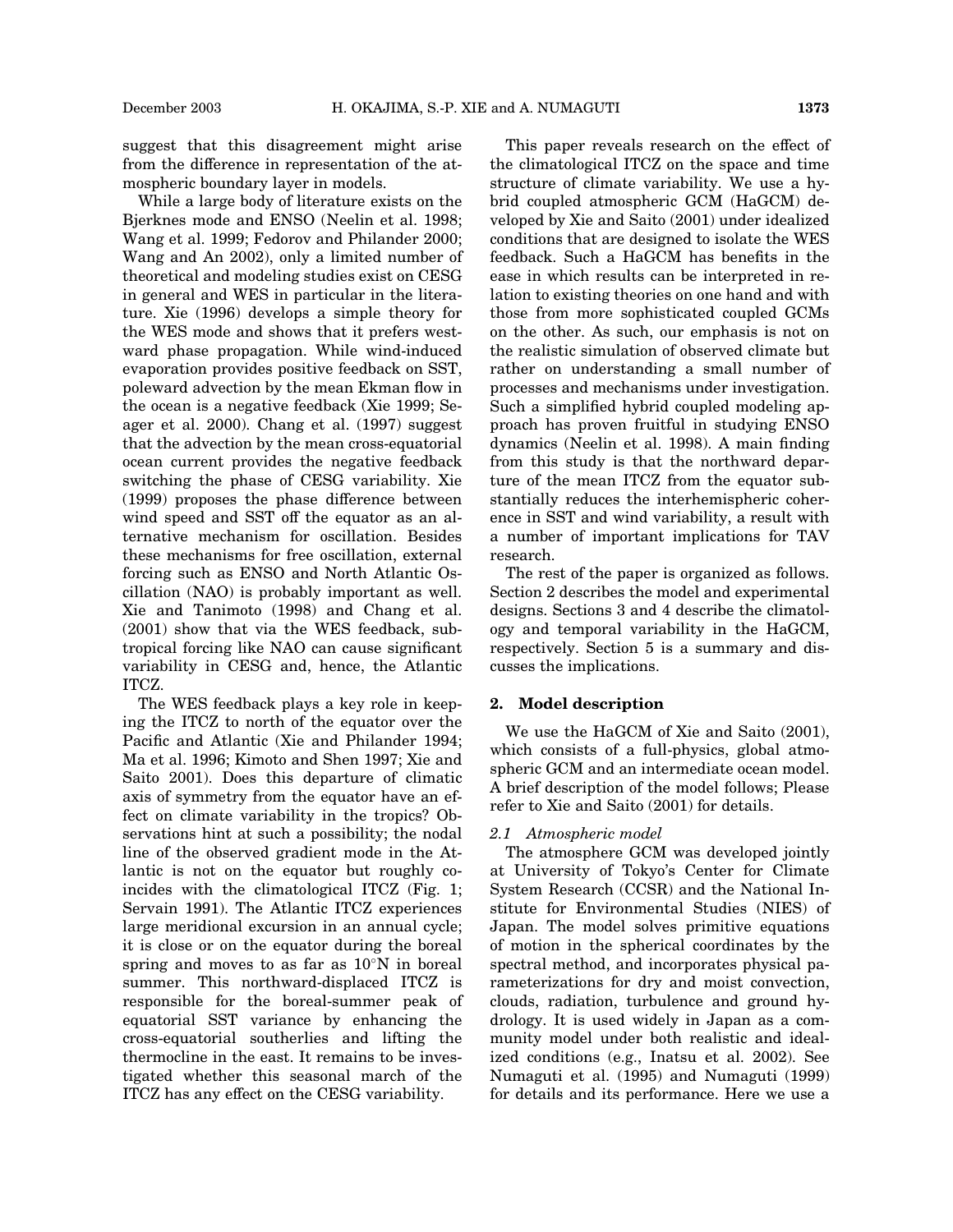suggest that this disagreement might arise from the difference in representation of the atmospheric boundary layer in models.

While a large body of literature exists on the Bjerknes mode and ENSO (Neelin et al. 1998; Wang et al. 1999; Fedorov and Philander 2000; Wang and An 2002), only a limited number of theoretical and modeling studies exist on CESG in general and WES in particular in the literature. Xie (1996) develops a simple theory for the WES mode and shows that it prefers westward phase propagation. While wind-induced evaporation provides positive feedback on SST, poleward advection by the mean Ekman flow in the ocean is a negative feedback (Xie 1999; Seager et al. 2000). Chang et al. (1997) suggest that the advection by the mean cross-equatorial ocean current provides the negative feedback switching the phase of CESG variability. Xie (1999) proposes the phase difference between wind speed and SST off the equator as an alternative mechanism for oscillation. Besides these mechanisms for free oscillation, external forcing such as ENSO and North Atlantic Oscillation (NAO) is probably important as well. Xie and Tanimoto (1998) and Chang et al. (2001) show that via the WES feedback, subtropical forcing like NAO can cause significant variability in CESG and, hence, the Atlantic ITCZ.

The WES feedback plays a key role in keeping the ITCZ to north of the equator over the Pacific and Atlantic (Xie and Philander 1994; Ma et al. 1996; Kimoto and Shen 1997; Xie and Saito 2001). Does this departure of climatic axis of symmetry from the equator have an effect on climate variability in the tropics? Observations hint at such a possibility; the nodal line of the observed gradient mode in the Atlantic is not on the equator but roughly coincides with the climatological ITCZ (Fig. 1; Servain 1991). The Atlantic ITCZ experiences large meridional excursion in an annual cycle; it is close or on the equator during the boreal spring and moves to as far as 10°N in boreal summer. This northward-displaced ITCZ is responsible for the boreal-summer peak of equatorial SST variance by enhancing the cross-equatorial southerlies and lifting the thermocline in the east. It remains to be investigated whether this seasonal march of the ITCZ has any effect on the CESG variability.

This paper reveals research on the effect of the climatological ITCZ on the space and time structure of climate variability. We use a hybrid coupled atmospheric GCM (HaGCM) developed by Xie and Saito (2001) under idealized conditions that are designed to isolate the WES feedback. Such a HaGCM has benefits in the ease in which results can be interpreted in relation to existing theories on one hand and with those from more sophisticated coupled GCMs on the other. As such, our emphasis is not on the realistic simulation of observed climate but rather on understanding a small number of processes and mechanisms under investigation. Such a simplified hybrid coupled modeling approach has proven fruitful in studying ENSO dynamics (Neelin et al. 1998). A main finding from this study is that the northward departure of the mean ITCZ from the equator substantially reduces the interhemispheric coherence in SST and wind variability, a result with a number of important implications for TAV research.

The rest of the paper is organized as follows. Section 2 describes the model and experimental designs. Sections 3 and 4 describe the climatology and temporal variability in the HaGCM, respectively. Section 5 is a summary and discusses the implications.

## 2. Model description

We use the HaGCM of Xie and Saito (2001), which consists of a full-physics, global atmospheric GCM and an intermediate ocean model. A brief description of the model follows; Please refer to Xie and Saito (2001) for details.

### *2.1 Atmospheric model*

The atmosphere GCM was developed jointly at University of Tokyo's Center for Climate System Research (CCSR) and the National Institute for Environmental Studies (NIES) of Japan. The model solves primitive equations of motion in the spherical coordinates by the spectral method, and incorporates physical parameterizations for dry and moist convection, clouds, radiation, turbulence and ground hydrology. It is used widely in Japan as a community model under both realistic and idealized conditions (e.g., Inatsu et al. 2002). See Numaguti et al. (1995) and Numaguti (1999) for details and its performance. Here we use a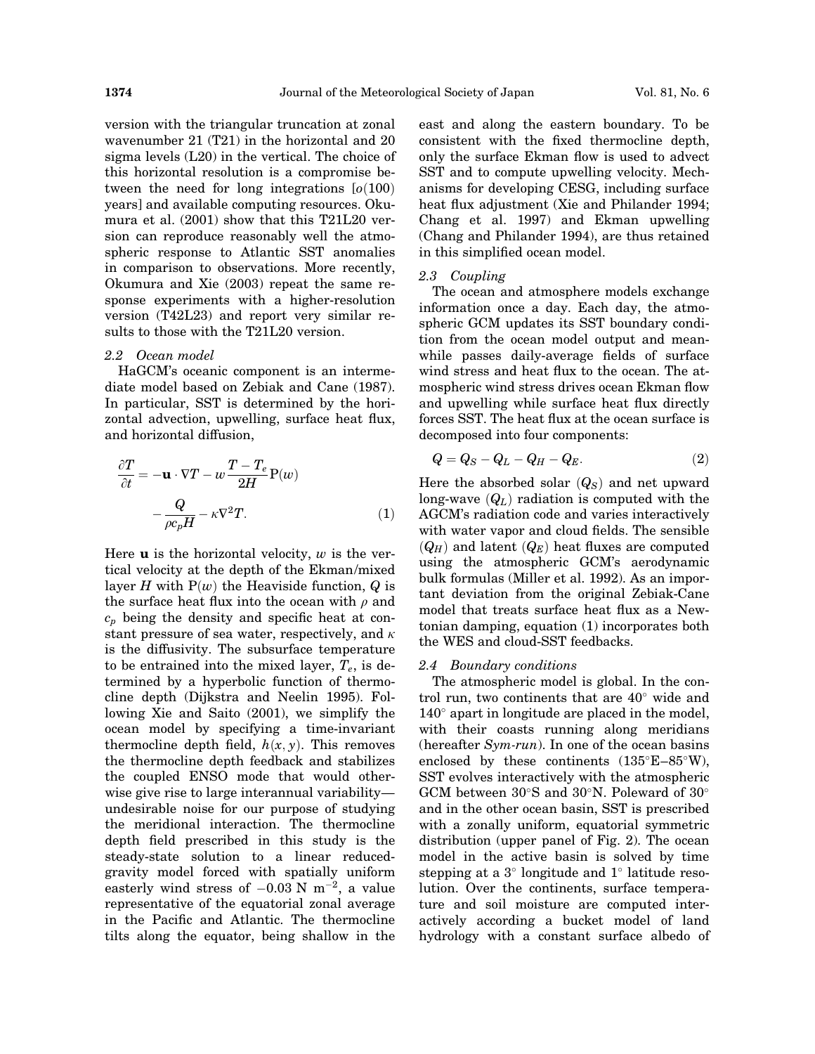version with the triangular truncation at zonal wavenumber 21 (T21) in the horizontal and 20 sigma levels (L20) in the vertical. The choice of this horizontal resolution is a compromise between the need for long integrations [$o(100)$ years] and available computing resources. Okumura et al. (2001) show that this T21L20 version can reproduce reasonably well the atmospheric response to Atlantic SST anomalies in comparison to observations. More recently, Okumura and Xie (2003) repeat the same response experiments with a higher-resolution version (T42L23) and report very similar results to those with the T21L20 version.

### 2.2 Ocean model

HaGCM's oceanic component is an intermediate model based on Zebiak and Cane (1987). In particular, SST is determined by the horizontal advection, upwelling, surface heat flux, and horizontal diffusion,

$$\frac{\partial T}{\partial t} = -\mathbf{u} \cdot \nabla T - w \frac{T - T_e}{2H} \mathrm{P}(w) - \frac{Q}{\rho c_p H} - \kappa \nabla^2 T. \tag{1}$$

Here $\mathbf{u}$ is the horizontal velocity, $w$ is the vertical velocity at the depth of the Ekman/mixed layer $H$ with $\mathrm{P}(w)$ the Heaviside function, $Q$ is the surface heat flux into the ocean with $\rho$ and $c_p$ being the density and specific heat at constant pressure of sea water, respectively, and $\kappa$ is the diffusivity. The subsurface temperature to be entrained into the mixed layer, $T_e$, is determined by a hyperbolic function of thermocline depth (Dijkstra and Neelin 1995). Following Xie and Saito (2001), we simplify the ocean model by specifying a time-invariant thermocline depth field, $h(x, y)$. This removes the thermocline depth feedback and stabilizes the coupled ENSO mode that would otherwise give rise to large interannual variability—undesirable noise for our purpose of studying the meridional interaction. The thermocline depth field prescribed in this study is the steady-state solution to a linear reduced-gravity model forced with spatially uniform easterly wind stress of $-0.03$ N m$^{-2}$, a value representative of the equatorial zonal average in the Pacific and Atlantic. The thermocline tilts along the equator, being shallow in the east and along the eastern boundary. To be consistent with the fixed thermocline depth, only the surface Ekman flow is used to advect SST and to compute upwelling velocity. Mechanisms for developing CESG, including surface heat flux adjustment (Xie and Philander 1994; Chang et al. 1997) and Ekman upwelling (Chang and Philander 1994), are thus retained in this simplified ocean model.

### 2.3 Coupling

The ocean and atmosphere models exchange information once a day. Each day, the atmospheric GCM updates its SST boundary condition from the ocean model output and meanwhile passes daily-average fields of surface wind stress and heat flux to the ocean. The atmospheric wind stress drives ocean Ekman flow and upwelling while surface heat flux directly forces SST. The heat flux at the ocean surface is decomposed into four components:

$$Q = Q_S - Q_L - Q_H - Q_E. \tag{2}$$

Here the absorbed solar ($Q_S$) and net upward long-wave ($Q_L$) radiation is computed with the AGCM's radiation code and varies interactively with water vapor and cloud fields. The sensible ($Q_H$) and latent ($Q_E$) heat fluxes are computed using the atmospheric GCM's aerodynamic bulk formulas (Miller et al. 1992). As an important deviation from the original Zebiak-Cane model that treats surface heat flux as a Newtonian damping, equation (1) incorporates both the WES and cloud-SST feedbacks.

### 2.4 Boundary conditions

The atmospheric model is global. In the control run, two continents that are 40° wide and 140° apart in longitude are placed in the model, with their coasts running along meridians (hereafter *Sym-run*). In one of the ocean basins enclosed by these continents (135°E–85°W), SST evolves interactively with the atmospheric GCM between 30°S and 30°N. Poleward of 30° and in the other ocean basin, SST is prescribed with a zonally uniform, equatorial symmetric distribution (upper panel of Fig. 2). The ocean model in the active basin is solved by time stepping at a 3° longitude and 1° latitude resolution. Over the continents, surface temperature and soil moisture are computed interactively according a bucket model of land hydrology with a constant surface albedo of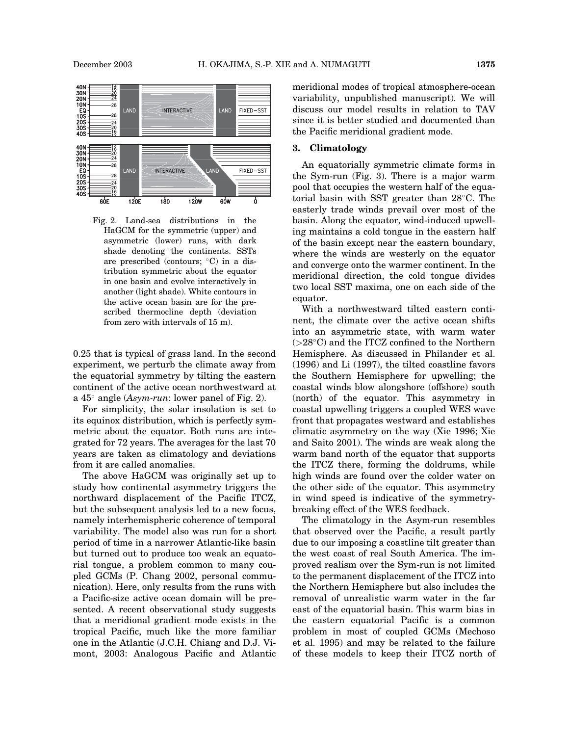Fig. 2. Land-sea distributions in the HaGCM for the symmetric (upper) and asymmetric (lower) runs, with dark shade denoting the continents. SSTs are prescribed (contours; °C) in a distribution symmetric about the equator in one basin and evolve interactively in another (light shade). White contours in the active ocean basin are for the prescribed thermocline depth (deviation from zero with intervals of 15 m).

0.25 that is typical of grass land. In the second experiment, we perturb the climate away from the equatorial symmetry by tilting the eastern continent of the active ocean northwestward at a 45° angle (*Asym-run*: lower panel of Fig. 2).

For simplicity, the solar insolation is set to its equinox distribution, which is perfectly symmetric about the equator. Both runs are integrated for 72 years. The averages for the last 70 years are taken as climatology and deviations from it are called anomalies.

The above HaGCM was originally set up to study how continental asymmetry triggers the northward displacement of the Pacific ITCZ, but the subsequent analysis led to a new focus, namely interhemispheric coherence of temporal variability. The model also was run for a short period of time in a narrower Atlantic-like basin but turned out to produce too weak an equatorial tongue, a problem common to many coupled GCMs (P. Chang 2002, personal communication). Here, only results from the runs with a Pacific-size active ocean domain will be presented. A recent observational study suggests that a meridional gradient mode exists in the tropical Pacific, much like the more familiar one in the Atlantic (J.C.H. Chiang and D.J. Vimont, 2003: Analogous Pacific and Atlantic meridional modes of tropical atmosphere-ocean variability, unpublished manuscript). We will discuss our model results in relation to TAV since it is better studied and documented than the Pacific meridional gradient mode.

## 3. Climatology

An equatorially symmetric climate forms in the Sym-run (Fig. 3). There is a major warm pool that occupies the western half of the equatorial basin with SST greater than 28°C. The easterly trade winds prevail over most of the basin. Along the equator, wind-induced upwelling maintains a cold tongue in the eastern half of the basin except near the eastern boundary, where the winds are westerly on the equator and converge onto the warmer continent. In the meridional direction, the cold tongue divides two local SST maxima, one on each side of the equator.

With a northwestward tilted eastern continent, the climate over the active ocean shifts into an asymmetric state, with warm water (>28°C) and the ITCZ confined to the Northern Hemisphere. As discussed in Philander et al. (1996) and Li (1997), the tilted coastline favors the Southern Hemisphere for upwelling; the coastal winds blow alongshore (offshore) south (north) of the equator. This asymmetry in coastal upwelling triggers a coupled WES wave front that propagates westward and establishes climatic asymmetry on the way (Xie 1996; Xie and Saito 2001). The winds are weak along the warm band north of the equator that supports the ITCZ there, forming the doldrums, while high winds are found over the colder water on the other side of the equator. This asymmetry in wind speed is indicative of the symmetry-breaking effect of the WES feedback.

The climatology in the Asym-run resembles that observed over the Pacific, a result partly due to our imposing a coastline tilt greater than the west coast of real South America. The improved realism over the Sym-run is not limited to the permanent displacement of the ITCZ into the Northern Hemisphere but also includes the removal of unrealistic warm water in the far east of the equatorial basin. This warm bias in the eastern equatorial Pacific is a common problem in most of coupled GCMs (Mechoso et al. 1995) and may be related to the failure of these models to keep their ITCZ north of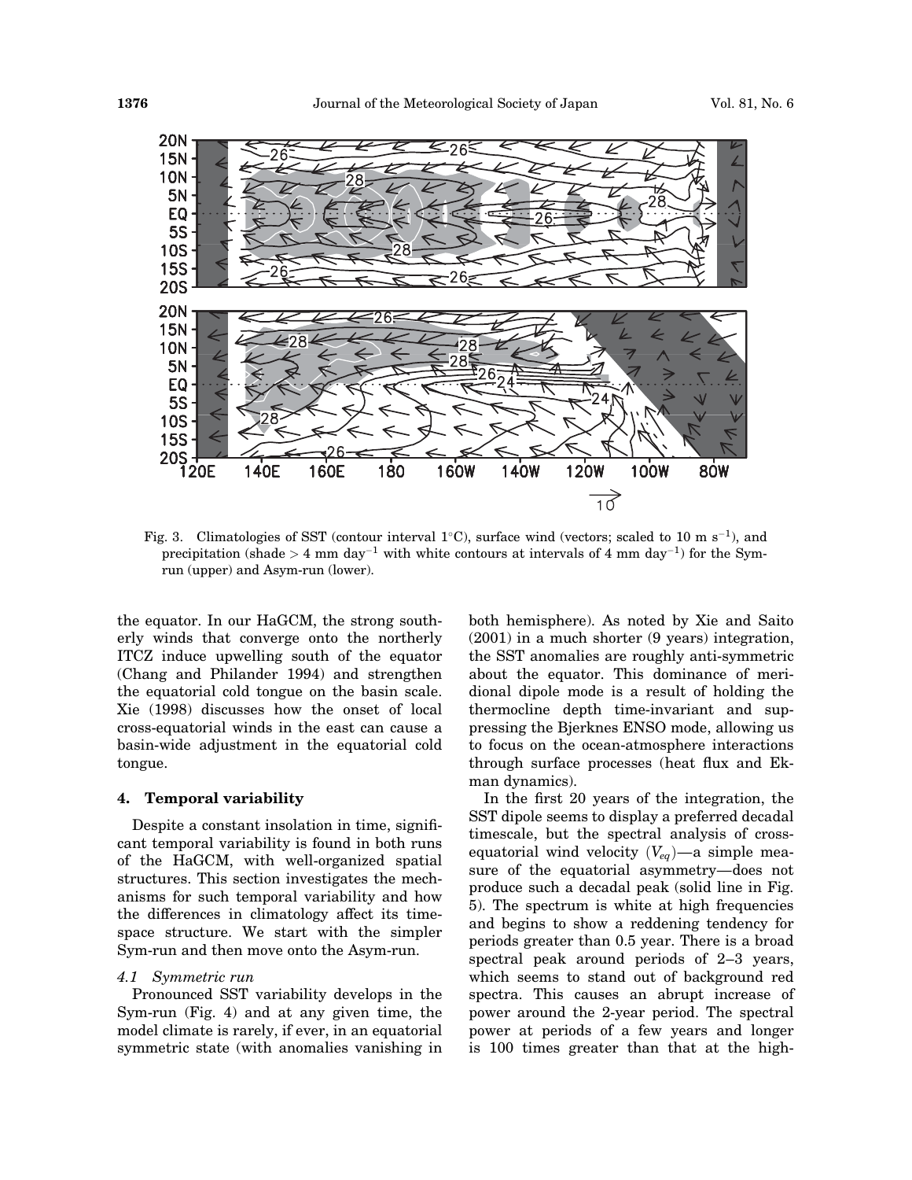Fig. 3. Climatologies of SST (contour interval 1°C), surface wind (vectors; scaled to 10 m s$^{-1}$), and precipitation (shade > 4 mm day$^{-1}$ with white contours at intervals of 4 mm day$^{-1}$) for the Sym-run (upper) and Asym-run (lower).

the equator. In our HaGCM, the strong southerly winds that converge onto the northerly ITCZ induce upwelling south of the equator (Chang and Philander 1994) and strengthen the equatorial cold tongue on the basin scale. Xie (1998) discusses how the onset of local cross-equatorial winds in the east can cause a basin-wide adjustment in the equatorial cold tongue.

## 4. Temporal variability

Despite a constant insolation in time, significant temporal variability is found in both runs of the HaGCM, with well-organized spatial structures. This section investigates the mechanisms for such temporal variability and how the differences in climatology affect its time-space structure. We start with the simpler Sym-run and then move onto the Asym-run.

### 4.1 Symmetric run

Pronounced SST variability develops in the Sym-run (Fig. 4) and at any given time, the model climate is rarely, if ever, in an equatorial symmetric state (with anomalies vanishing in both hemisphere). As noted by Xie and Saito (2001) in a much shorter (9 years) integration, the SST anomalies are roughly anti-symmetric about the equator. This dominance of meridional dipole mode is a result of holding the thermocline depth time-invariant and suppressing the Bjerknes ENSO mode, allowing us to focus on the ocean-atmosphere interactions through surface processes (heat flux and Ekman dynamics).

In the first 20 years of the integration, the SST dipole seems to display a preferred decadal timescale, but the spectral analysis of cross-equatorial wind velocity ($V_{eq}$)—a simple measure of the equatorial asymmetry—does not produce such a decadal peak (solid line in Fig. 5). The spectrum is white at high frequencies and begins to show a reddening tendency for periods greater than 0.5 year. There is a broad spectral peak around periods of 2–3 years, which seems to stand out of background red spectra. This causes an abrupt increase of power around the 2-year period. The spectral power at periods of a few years and longer is 100 times greater than that at the high-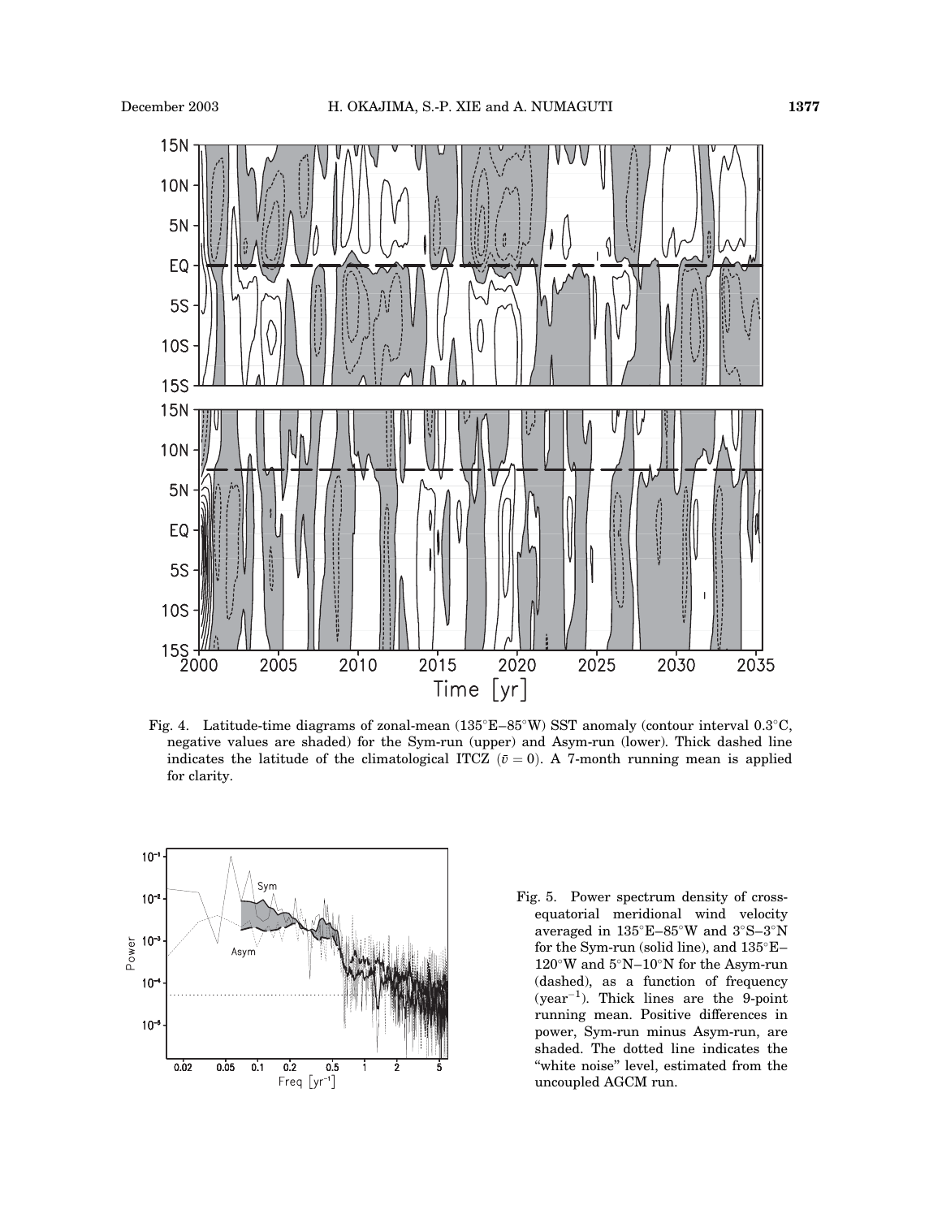Fig. 4. Latitude-time diagrams of zonal-mean (135°E–85°W) SST anomaly (contour interval 0.3°C, negative values are shaded) for the Sym-run (upper) and Asym-run (lower). Thick dashed line indicates the latitude of the climatological ITCZ ($\bar{v} = 0$). A 7-month running mean is applied for clarity.

Fig. 5. Power spectrum density of cross-equatorial meridional wind velocity averaged in 135°E–85°W and 3°S–3°N for the Sym-run (solid line), and 135°E–120°W and 5°N–10°N for the Asym-run (dashed), as a function of frequency (year$^{-1}$). Thick lines are the 9-point running mean. Positive differences in power, Sym-run minus Asym-run, are shaded. The dotted line indicates the "white noise" level, estimated from the uncoupled AGCM run.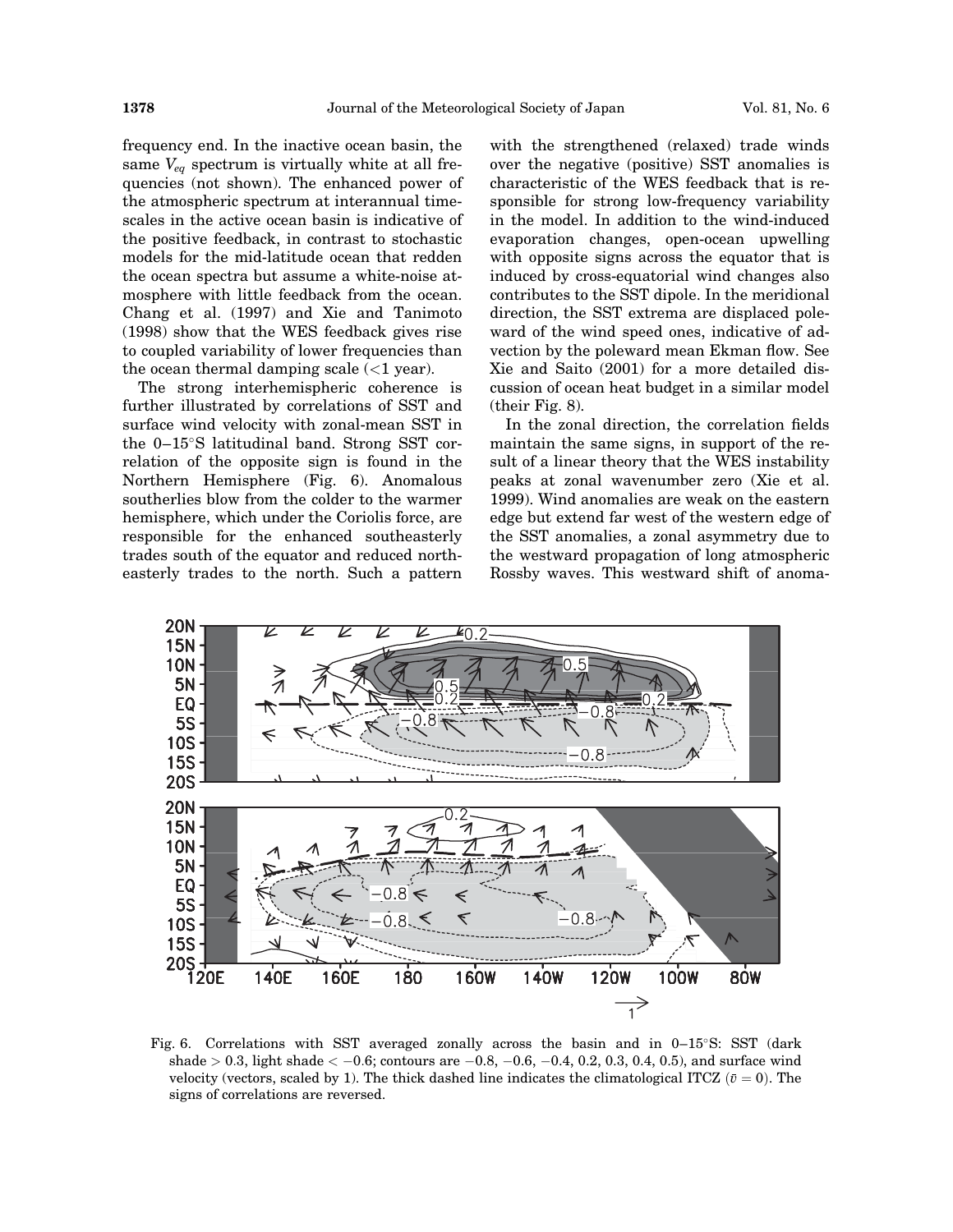frequency end. In the inactive ocean basin, the same $V_{eq}$ spectrum is virtually white at all frequencies (not shown). The enhanced power of the atmospheric spectrum at interannual timescales in the active ocean basin is indicative of the positive feedback, in contrast to stochastic models for the mid-latitude ocean that redden the ocean spectra but assume a white-noise atmosphere with little feedback from the ocean. Chang et al. (1997) and Xie and Tanimoto (1998) show that the WES feedback gives rise to coupled variability of lower frequencies than the ocean thermal damping scale (<1 year).

The strong interhemispheric coherence is further illustrated by correlations of SST and surface wind velocity with zonal-mean SST in the 0–15°S latitudinal band. Strong SST correlation of the opposite sign is found in the Northern Hemisphere (Fig. 6). Anomalous southerlies blow from the colder to the warmer hemisphere, which under the Coriolis force, are responsible for the enhanced southeasterly trades south of the equator and reduced northeasterly trades to the north. Such a pattern with the strengthened (relaxed) trade winds over the negative (positive) SST anomalies is characteristic of the WES feedback that is responsible for strong low-frequency variability in the model. In addition to the wind-induced evaporation changes, open-ocean upwelling with opposite signs across the equator that is induced by cross-equatorial wind changes also contributes to the SST dipole. In the meridional direction, the SST extrema are displaced poleward of the wind speed ones, indicative of advection by the poleward mean Ekman flow. See Xie and Saito (2001) for a more detailed discussion of ocean heat budget in a similar model (their Fig. 8).

In the zonal direction, the correlation fields maintain the same signs, in support of the result of a linear theory that the WES instability peaks at zonal wavenumber zero (Xie et al. 1999). Wind anomalies are weak on the eastern edge but extend far west of the western edge of the SST anomalies, a zonal asymmetry due to the westward propagation of long atmospheric Rossby waves. This westward shift of anoma-

Fig. 6. Correlations with SST averaged zonally across the basin and in 0–15°S: SST (dark shade > 0.3, light shade < −0.6; contours are −0.8, −0.6, −0.4, 0.2, 0.3, 0.4, 0.5), and surface wind velocity (vectors, scaled by 1). The thick dashed line indicates the climatological ITCZ ($\bar{v} = 0$). The signs of correlations are reversed.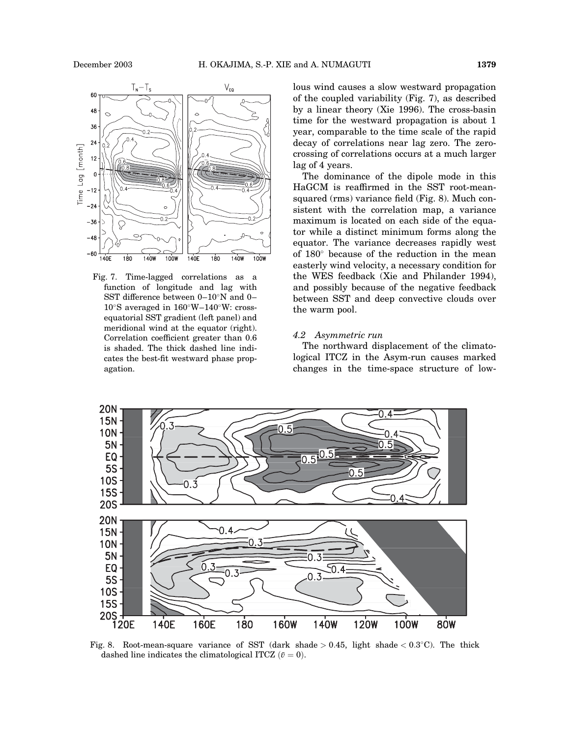Fig. 7. Time-lagged correlations as a function of longitude and lag with SST difference between 0–10°N and 0–10°S averaged in 160°W–140°W: cross-equatorial SST gradient (left panel) and meridional wind at the equator (right). Correlation coefficient greater than 0.6 is shaded. The thick dashed line indicates the best-fit westward phase propagation.

lous wind causes a slow westward propagation of the coupled variability (Fig. 7), as described by a linear theory (Xie 1996). The cross-basin time for the westward propagation is about 1 year, comparable to the time scale of the rapid decay of correlations near lag zero. The zero-crossing of correlations occurs at a much larger lag of 4 years.

The dominance of the dipole mode in this HaGCM is reaffirmed in the SST root-mean-squared (rms) variance field (Fig. 8). Much consistent with the correlation map, a variance maximum is located on each side of the equator while a distinct minimum forms along the equator. The variance decreases rapidly west of 180° because of the reduction in the mean easterly wind velocity, a necessary condition for the WES feedback (Xie and Philander 1994), and possibly because of the negative feedback between SST and deep convective clouds over the warm pool.

### *4.2 Asymmetric run*

The northward displacement of the climatological ITCZ in the Asym-run causes marked changes in the time-space structure of low-

Fig. 8. Root-mean-square variance of SST (dark shade > 0.45, light shade < 0.3°C). The thick dashed line indicates the climatological ITCZ ($\bar{v} = 0$).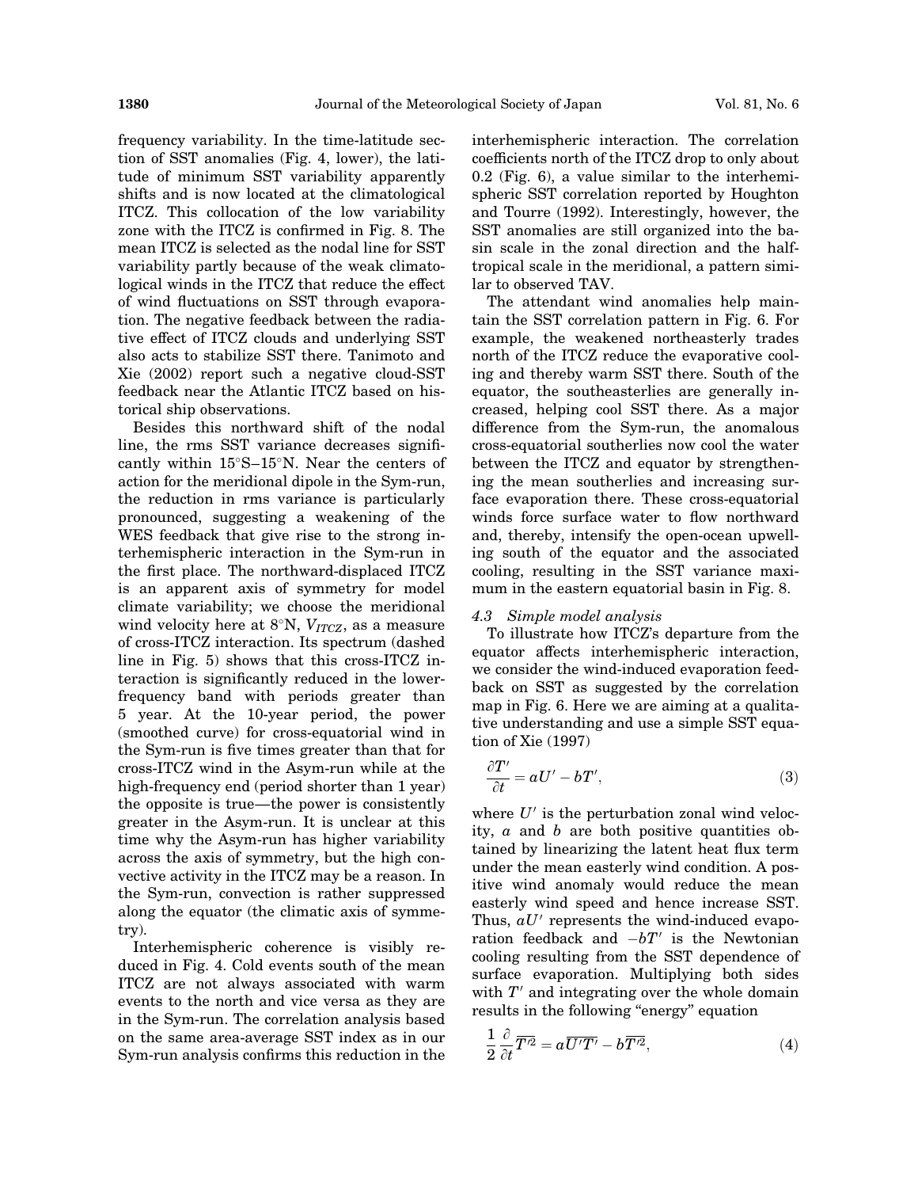frequency variability. In the time-latitude section of SST anomalies (Fig. 4, lower), the latitude of minimum SST variability apparently shifts and is now located at the climatological ITCZ. This collocation of the low variability zone with the ITCZ is confirmed in Fig. 8. The mean ITCZ is selected as the nodal line for SST variability partly because of the weak climatological winds in the ITCZ that reduce the effect of wind fluctuations on SST through evaporation. The negative feedback between the radiative effect of ITCZ clouds and underlying SST also acts to stabilize SST there. Tanimoto and Xie (2002) report such a negative cloud-SST feedback near the Atlantic ITCZ based on historical ship observations.

Besides this northward shift of the nodal line, the rms SST variance decreases significantly within 15°S–15°N. Near the centers of action for the meridional dipole in the Sym-run, the reduction in rms variance is particularly pronounced, suggesting a weakening of the WES feedback that give rise to the strong interhemispheric interaction in the Sym-run in the first place. The northward-displaced ITCZ is an apparent axis of symmetry for model climate variability; we choose the meridional wind velocity here at 8°N, $V_{ITCZ}$, as a measure of cross-ITCZ interaction. Its spectrum (dashed line in Fig. 5) shows that this cross-ITCZ interaction is significantly reduced in the lower-frequency band with periods greater than 5 year. At the 10-year period, the power (smoothed curve) for cross-equatorial wind in the Sym-run is five times greater than that for cross-ITCZ wind in the Asym-run while at the high-frequency end (period shorter than 1 year) the opposite is true—the power is consistently greater in the Asym-run. It is unclear at this time why the Asym-run has higher variability across the axis of symmetry, but the high convective activity in the ITCZ may be a reason. In the Sym-run, convection is rather suppressed along the equator (the climatic axis of symmetry).

Interhemispheric coherence is visibly reduced in Fig. 4. Cold events south of the mean ITCZ are not always associated with warm events to the north and vice versa as they are in the Sym-run. The correlation analysis based on the same area-average SST index as in our Sym-run analysis confirms this reduction in the interhemispheric interaction. The correlation coefficients north of the ITCZ drop to only about 0.2 (Fig. 6), a value similar to the interhemispheric SST correlation reported by Houghton and Tourre (1992). Interestingly, however, the SST anomalies are still organized into the basin scale in the zonal direction and the half-tropical scale in the meridional, a pattern similar to observed TAV.

The attendant wind anomalies help maintain the SST correlation pattern in Fig. 6. For example, the weakened northeasterly trades north of the ITCZ reduce the evaporative cooling and thereby warm SST there. South of the equator, the southeasterlies are generally increased, helping cool SST there. As a major difference from the Sym-run, the anomalous cross-equatorial southerlies now cool the water between the ITCZ and equator by strengthening the mean southerlies and increasing surface evaporation there. These cross-equatorial winds force surface water to flow northward and, thereby, intensify the open-ocean upwelling south of the equator and the associated cooling, resulting in the SST variance maximum in the eastern equatorial basin in Fig. 8.

### *4.3 Simple model analysis*

To illustrate how ITCZ's departure from the equator affects interhemispheric interaction, we consider the wind-induced evaporation feedback on SST as suggested by the correlation map in Fig. 6. Here we are aiming at a qualitative understanding and use a simple SST equation of Xie (1997)

$$\frac{\partial T'}{\partial t} = aU' - bT', \tag{3}$$

where $U'$ is the perturbation zonal wind velocity, $a$ and $b$ are both positive quantities obtained by linearizing the latent heat flux term under the mean easterly wind condition. A positive wind anomaly would reduce the mean easterly wind speed and hence increase SST. Thus, $aU'$ represents the wind-induced evaporation feedback and $-bT'$ is the Newtonian cooling resulting from the SST dependence of surface evaporation. Multiplying both sides with $T'$ and integrating over the whole domain results in the following "energy" equation

$$\frac{1}{2}\frac{\partial}{\partial t}\overline{T'^2} = a\overline{U'T'} - b\overline{T'^2}, \tag{4}$$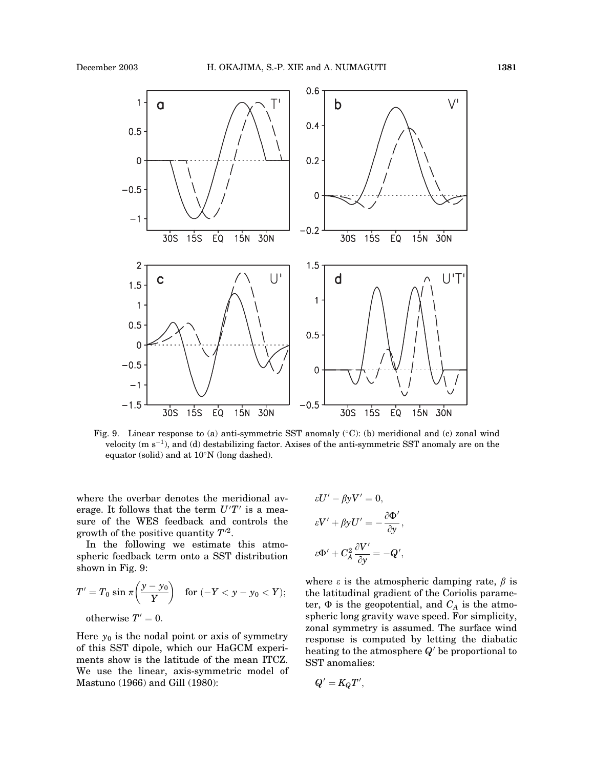Fig. 9. Linear response to (a) anti-symmetric SST anomaly (°C): (b) meridional and (c) zonal wind velocity (m s$^{-1}$), and (d) destabilizing factor. Axises of the anti-symmetric SST anomaly are on the equator (solid) and at 10°N (long dashed).

where the overbar denotes the meridional average. It follows that the term $U'T'$ is a measure of the WES feedback and controls the growth of the positive quantity $T'^2$.

In the following we estimate this atmospheric feedback term onto a SST distribution shown in Fig. 9:

$$T' = T_0 \sin \pi \left( \frac{y - y_0}{Y} \right) \quad \text{for } (-Y < y - y_0 < Y);$$

otherwise $T' = 0$.

Here $y_0$ is the nodal point or axis of symmetry of this SST dipole, which our HaGCM experiments show is the latitude of the mean ITCZ. We use the linear, axis-symmetric model of Mastuno (1966) and Gill (1980):

$$\varepsilon U' - \beta y V' = 0,$$

$$\varepsilon V' + \beta y U' = -\frac{\partial \Phi'}{\partial y},$$

$$\varepsilon \Phi' + C_A^2 \frac{\partial V'}{\partial y} = -Q',$$

where $\varepsilon$ is the atmospheric damping rate, $\beta$ is the latitudinal gradient of the Coriolis parameter, $\Phi$ is the geopotential, and $C_A$ is the atmospheric long gravity wave speed. For simplicity, zonal symmetry is assumed. The surface wind response is computed by letting the diabatic heating to the atmosphere $Q'$ be proportional to SST anomalies:

$$Q' = K_Q T',$$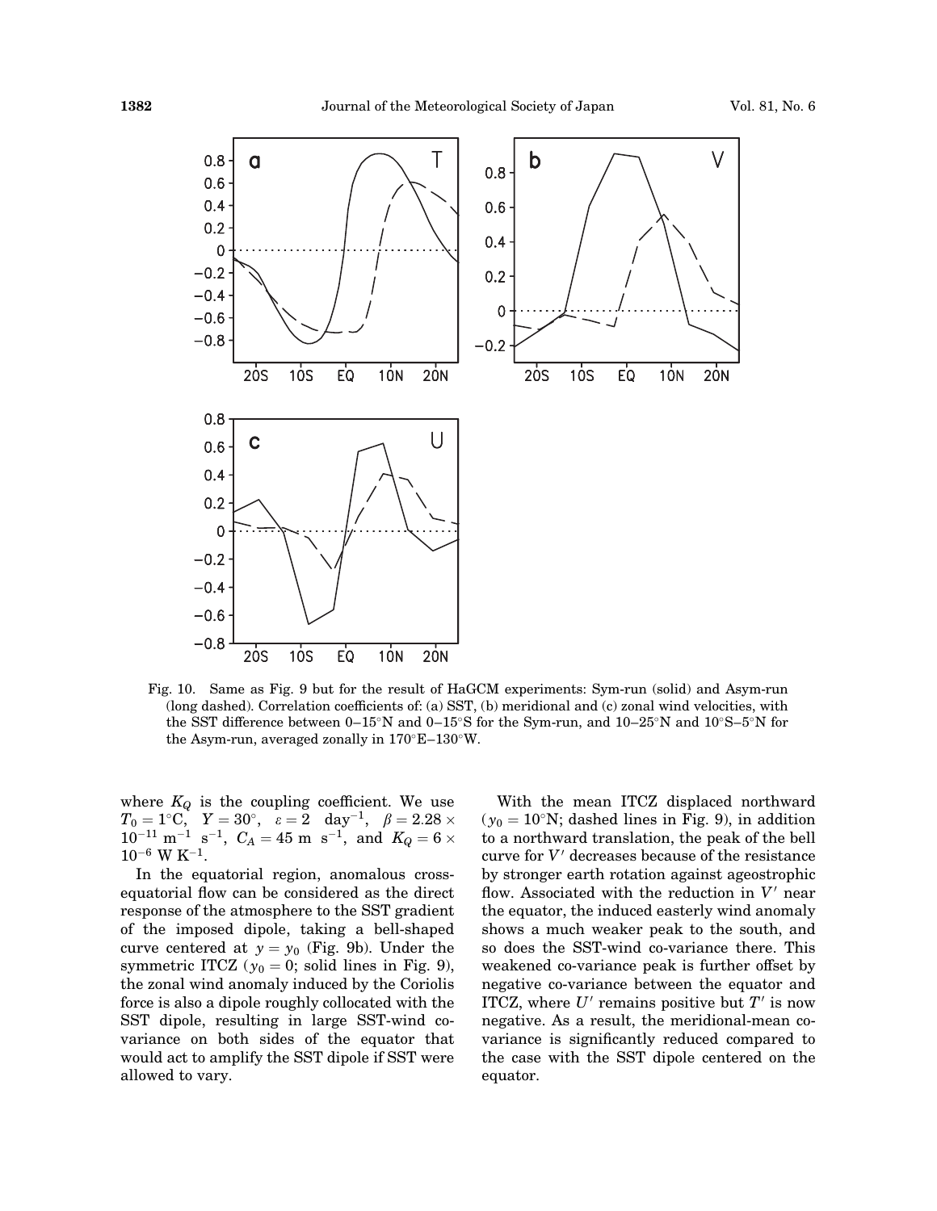Fig. 10. Same as Fig. 9 but for the result of HaGCM experiments: Sym-run (solid) and Asym-run (long dashed). Correlation coefficients of: (a) SST, (b) meridional and (c) zonal wind velocities, with the SST difference between 0–15°N and 0–15°S for the Sym-run, and 10–25°N and 10°S–5°N for the Asym-run, averaged zonally in 170°E–130°W.

where $K_Q$ is the coupling coefficient. We use $T_0 = 1°\mathrm{C}$, $Y = 30°$, $\varepsilon = 2\ \mathrm{day}^{-1}$, $\beta = 2.28 \times 10^{-11}\ \mathrm{m}^{-1}\ \mathrm{s}^{-1}$, $C_A = 45\ \mathrm{m\ s}^{-1}$, and $K_Q = 6 \times 10^{-6}\ \mathrm{W\ K}^{-1}$.

In the equatorial region, anomalous cross-equatorial flow can be considered as the direct response of the atmosphere to the SST gradient of the imposed dipole, taking a bell-shaped curve centered at $y = y_0$ (Fig. 9b). Under the symmetric ITCZ ($y_0 = 0$; solid lines in Fig. 9), the zonal wind anomaly induced by the Coriolis force is also a dipole roughly collocated with the SST dipole, resulting in large SST-wind co-variance on both sides of the equator that would act to amplify the SST dipole if SST were allowed to vary.

With the mean ITCZ displaced northward ($y_0 = 10°$N; dashed lines in Fig. 9), in addition to a northward translation, the peak of the bell curve for $V'$ decreases because of the resistance by stronger earth rotation against ageostrophic flow. Associated with the reduction in $V'$ near the equator, the induced easterly wind anomaly shows a much weaker peak to the south, and so does the SST-wind co-variance there. This weakened co-variance peak is further offset by negative co-variance between the equator and ITCZ, where $U'$ remains positive but $T'$ is now negative. As a result, the meridional-mean co-variance is significantly reduced compared to the case with the SST dipole centered on the equator.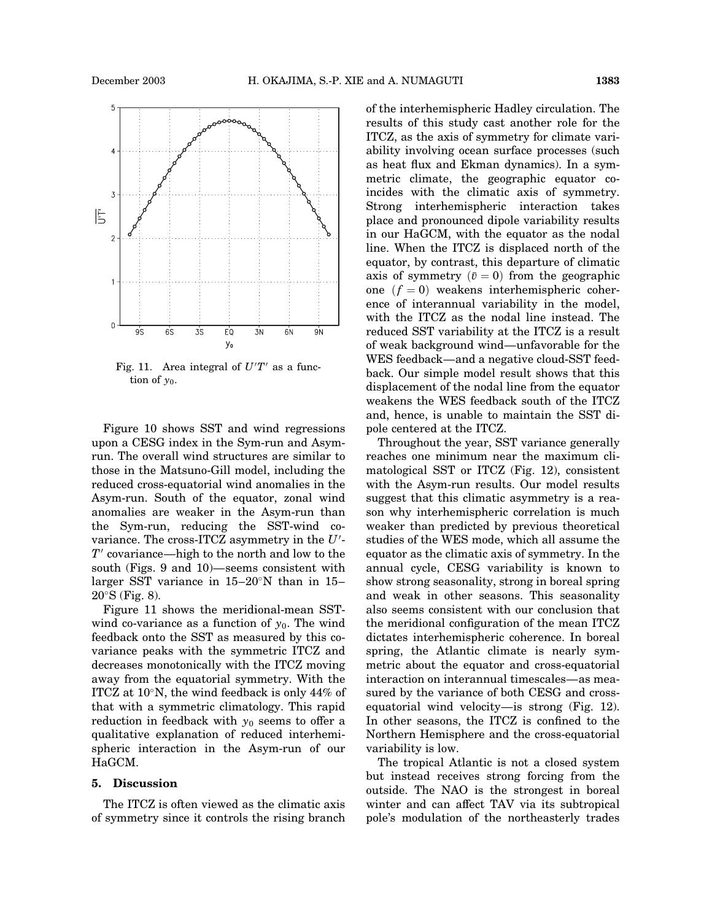Fig. 11. Area integral of $U'T'$ as a function of $y_0$.

Figure 10 shows SST and wind regressions upon a CESG index in the Sym-run and Asym-run. The overall wind structures are similar to those in the Matsuno-Gill model, including the reduced cross-equatorial wind anomalies in the Asym-run. South of the equator, zonal wind anomalies are weaker in the Asym-run than the Sym-run, reducing the SST-wind co-variance. The cross-ITCZ asymmetry in the $U'$-$T'$ covariance—high to the north and low to the south (Figs. 9 and 10)—seems consistent with larger SST variance in 15–20°N than in 15–20°S (Fig. 8).

Figure 11 shows the meridional-mean SST-wind co-variance as a function of $y_0$. The wind feedback onto the SST as measured by this co-variance peaks with the symmetric ITCZ and decreases monotonically with the ITCZ moving away from the equatorial symmetry. With the ITCZ at 10°N, the wind feedback is only 44% of that with a symmetric climatology. This rapid reduction in feedback with $y_0$ seems to offer a qualitative explanation of reduced interhemispheric interaction in the Asym-run of our HaGCM.

## 5. Discussion

The ITCZ is often viewed as the climatic axis of symmetry since it controls the rising branch of the interhemispheric Hadley circulation. The results of this study cast another role for the ITCZ, as the axis of symmetry for climate variability involving ocean surface processes (such as heat flux and Ekman dynamics). In a symmetric climate, the geographic equator coincides with the climatic axis of symmetry. Strong interhemispheric interaction takes place and pronounced dipole variability results in our HaGCM, with the equator as the nodal line. When the ITCZ is displaced north of the equator, by contrast, this departure of climatic axis of symmetry ($\bar{v} = 0$) from the geographic one ($f = 0$) weakens interhemispheric coherence of interannual variability in the model, with the ITCZ as the nodal line instead. The reduced SST variability at the ITCZ is a result of weak background wind—unfavorable for the WES feedback—and a negative cloud-SST feedback. Our simple model result shows that this displacement of the nodal line from the equator weakens the WES feedback south of the ITCZ and, hence, is unable to maintain the SST dipole centered at the ITCZ.

Throughout the year, SST variance generally reaches one minimum near the maximum climatological SST or ITCZ (Fig. 12), consistent with the Asym-run results. Our model results suggest that this climatic asymmetry is a reason why interhemispheric correlation is much weaker than predicted by previous theoretical studies of the WES mode, which all assume the equator as the climatic axis of symmetry. In the annual cycle, CESG variability is known to show strong seasonality, strong in boreal spring and weak in other seasons. This seasonality also seems consistent with our conclusion that the meridional configuration of the mean ITCZ dictates interhemispheric coherence. In boreal spring, the Atlantic climate is nearly symmetric about the equator and cross-equatorial interaction on interannual timescales—as measured by the variance of both CESG and cross-equatorial wind velocity—is strong (Fig. 12). In other seasons, the ITCZ is confined to the Northern Hemisphere and the cross-equatorial variability is low.

The tropical Atlantic is not a closed system but instead receives strong forcing from the outside. The NAO is the strongest in boreal winter and can affect TAV via its subtropical pole's modulation of the northeasterly trades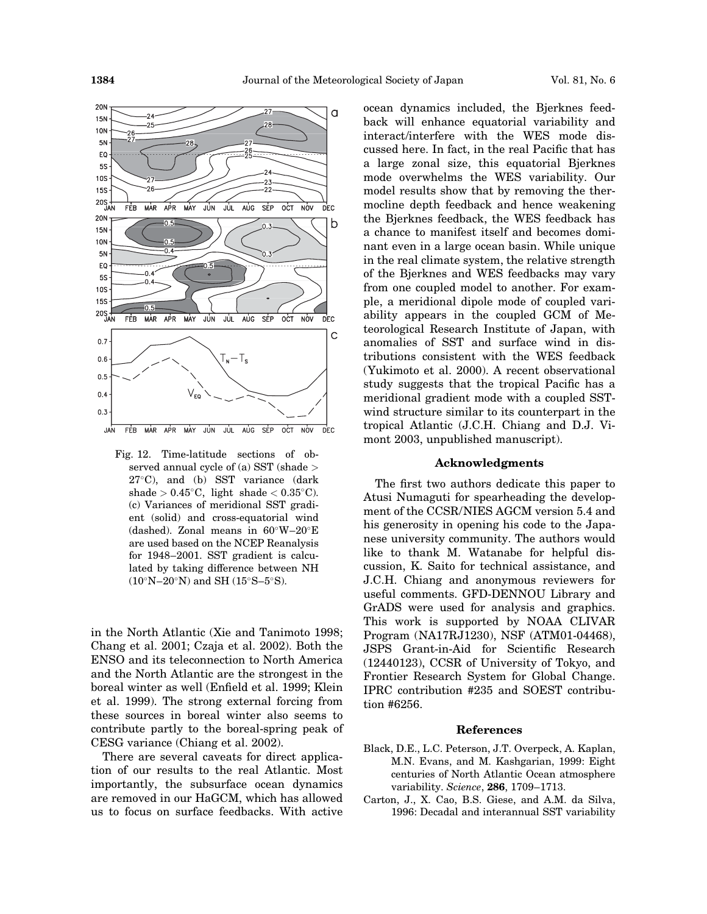Fig. 12. Time-latitude sections of observed annual cycle of (a) SST (shade > 27°C), and (b) SST variance (dark shade > 0.45°C, light shade < 0.35°C). (c) Variances of meridional SST gradient (solid) and cross-equatorial wind (dashed). Zonal means in 60°W–20°E are used based on the NCEP Reanalysis for 1948–2001. SST gradient is calculated by taking difference between NH (10°N–20°N) and SH (15°S–5°S).

in the North Atlantic (Xie and Tanimoto 1998; Chang et al. 2001; Czaja et al. 2002). Both the ENSO and its teleconnection to North America and the North Atlantic are the strongest in the boreal winter as well (Enfield et al. 1999; Klein et al. 1999). The strong external forcing from these sources in boreal winter also seems to contribute partly to the boreal-spring peak of CESG variance (Chiang et al. 2002).

There are several caveats for direct application of our results to the real Atlantic. Most importantly, the subsurface ocean dynamics are removed in our HaGCM, which has allowed us to focus on surface feedbacks. With active ocean dynamics included, the Bjerknes feedback will enhance equatorial variability and interact/interfere with the WES mode discussed here. In fact, in the real Pacific that has a large zonal size, this equatorial Bjerknes mode overwhelms the WES variability. Our model results show that by removing the thermocline depth feedback and hence weakening the Bjerknes feedback, the WES feedback has a chance to manifest itself and becomes dominant even in a large ocean basin. While unique in the real climate system, the relative strength of the Bjerknes and WES feedbacks may vary from one coupled model to another. For example, a meridional dipole mode of coupled variability appears in the coupled GCM of Meteorological Research Institute of Japan, with anomalies of SST and surface wind in distributions consistent with the WES feedback (Yukimoto et al. 2000). A recent observational study suggests that the tropical Pacific has a meridional gradient mode with a coupled SST-wind structure similar to its counterpart in the tropical Atlantic (J.C.H. Chiang and D.J. Vimont 2003, unpublished manuscript).

## Acknowledgments

The first two authors dedicate this paper to Atusi Numaguti for spearheading the development of the CCSR/NIES AGCM version 5.4 and his generosity in opening his code to the Japanese university community. The authors would like to thank M. Watanabe for helpful discussion, K. Saito for technical assistance, and J.C.H. Chiang and anonymous reviewers for useful comments. GFD-DENNOU Library and GrADS were used for analysis and graphics. This work is supported by NOAA CLIVAR Program (NA17RJ1230), NSF (ATM01-04468), JSPS Grant-in-Aid for Scientific Research (12440123), CCSR of University of Tokyo, and Frontier Research System for Global Change. IPRC contribution #235 and SOEST contribution #6256.

## References

Black, D.E., L.C. Peterson, J.T. Overpeck, A. Kaplan, M.N. Evans, and M. Kashgarian, 1999: Eight centuries of North Atlantic Ocean atmosphere variability. *Science*, **286**, 1709–1713.

Carton, J., X. Cao, B.S. Giese, and A.M. da Silva, 1996: Decadal and interannual SST variability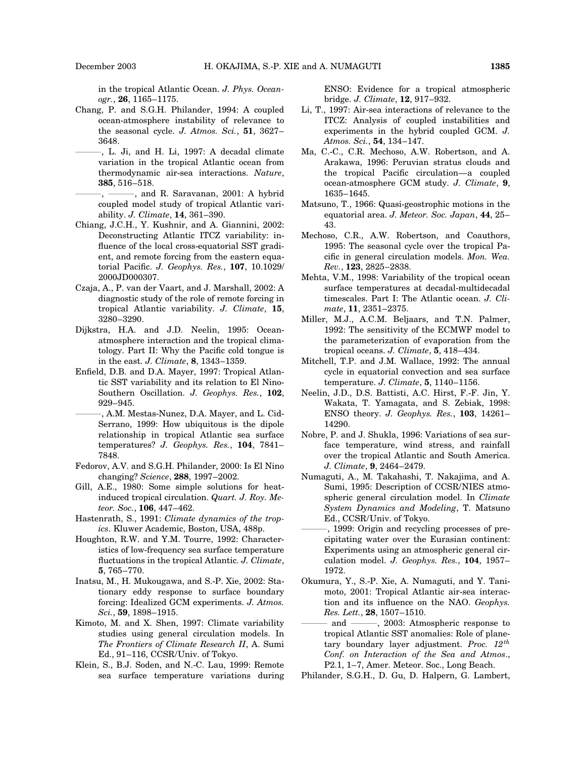in the tropical Atlantic Ocean. *J. Phys. Oceanogr.*, **26**, 1165–1175.

Chang, P. and S.G.H. Philander, 1994: A coupled ocean-atmosphere instability of relevance to the seasonal cycle. *J. Atmos. Sci.*, **51**, 3627–3648.

———, L. Ji, and H. Li, 1997: A decadal climate variation in the tropical Atlantic ocean from thermodynamic air-sea interactions. *Nature*, **385**, 516–518.

———, ———, and R. Saravanan, 2001: A hybrid coupled model study of tropical Atlantic variability. *J. Climate*, **14**, 361–390.

Chiang, J.C.H., Y. Kushnir, and A. Giannini, 2002: Deconstructing Atlantic ITCZ variability: influence of the local cross-equatorial SST gradient, and remote forcing from the eastern equatorial Pacific. *J. Geophys. Res.*, **107**, 10.1029/2000JD000307.

Czaja, A., P. van der Vaart, and J. Marshall, 2002: A diagnostic study of the role of remote forcing in tropical Atlantic variability. *J. Climate*, **15**, 3280–3290.

Dijkstra, H.A. and J.D. Neelin, 1995: Ocean-atmosphere interaction and the tropical climatology. Part II: Why the Pacific cold tongue is in the east. *J. Climate*, **8**, 1343–1359.

Enfield, D.B. and D.A. Mayer, 1997: Tropical Atlantic SST variability and its relation to El Nino-Southern Oscillation. *J. Geophys. Res.*, **102**, 929–945.

———, A.M. Mestas-Nunez, D.A. Mayer, and L. Cid-Serrano, 1999: How ubiquitous is the dipole relationship in tropical Atlantic sea surface temperatures? *J. Geophys. Res.*, **104**, 7841–7848.

Fedorov, A.V. and S.G.H. Philander, 2000: Is El Nino changing? *Science*, **288**, 1997–2002.

Gill, A.E., 1980: Some simple solutions for heat-induced tropical circulation. *Quart. J. Roy. Meteor. Soc.*, **106**, 447–462.

Hastenrath, S., 1991: *Climate dynamics of the tropics*. Kluwer Academic, Boston, USA, 488p.

Houghton, R.W. and Y.M. Tourre, 1992: Characteristics of low-frequency sea surface temperature fluctuations in the tropical Atlantic. *J. Climate*, **5**, 765–770.

Inatsu, M., H. Mukougawa, and S.-P. Xie, 2002: Stationary eddy response to surface boundary forcing: Idealized GCM experiments. *J. Atmos. Sci.*, **59**, 1898–1915.

Kimoto, M. and X. Shen, 1997: Climate variability studies using general circulation models. In *The Frontiers of Climate Research II*, A. Sumi Ed., 91–116, CCSR/Univ. of Tokyo.

Klein, S., B.J. Soden, and N.-C. Lau, 1999: Remote sea surface temperature variations during ENSO: Evidence for a tropical atmospheric bridge. *J. Climate*, **12**, 917–932.

Li, T., 1997: Air-sea interactions of relevance to the ITCZ: Analysis of coupled instabilities and experiments in the hybrid coupled GCM. *J. Atmos. Sci.*, **54**, 134–147.

Ma, C.-C., C.R. Mechoso, A.W. Robertson, and A. Arakawa, 1996: Peruvian stratus clouds and the tropical Pacific circulation—a coupled ocean-atmosphere GCM study. *J. Climate*, **9**, 1635–1645.

Matsuno, T., 1966: Quasi-geostrophic motions in the equatorial area. *J. Meteor. Soc. Japan*, **44**, 25–43.

Mechoso, C.R., A.W. Robertson, and Coauthors, 1995: The seasonal cycle over the tropical Pacific in general circulation models. *Mon. Wea. Rev.*, **123**, 2825–2838.

Mehta, V.M., 1998: Variability of the tropical ocean surface temperatures at decadal-multidecadal timescales. Part I: The Atlantic ocean. *J. Climate*, **11**, 2351–2375.

Miller, M.J., A.C.M. Beljaars, and T.N. Palmer, 1992: The sensitivity of the ECMWF model to the parameterization of evaporation from the tropical oceans. *J. Climate*, **5**, 418–434.

Mitchell, T.P. and J.M. Wallace, 1992: The annual cycle in equatorial convection and sea surface temperature. *J. Climate*, **5**, 1140–1156.

Neelin, J.D., D.S. Battisti, A.C. Hirst, F.-F. Jin, Y. Wakata, T. Yamagata, and S. Zebiak, 1998: ENSO theory. *J. Geophys. Res.*, **103**, 14261–14290.

Nobre, P. and J. Shukla, 1996: Variations of sea surface temperature, wind stress, and rainfall over the tropical Atlantic and South America. *J. Climate*, **9**, 2464–2479.

Numaguti, A., M. Takahashi, T. Nakajima, and A. Sumi, 1995: Description of CCSR/NIES atmospheric general circulation model. In *Climate System Dynamics and Modeling*, T. Matsuno Ed., CCSR/Univ. of Tokyo.

———, 1999: Origin and recycling processes of precipitating water over the Eurasian continent: Experiments using an atmospheric general circulation model. *J. Geophys. Res.*, **104**, 1957–1972.

Okumura, Y., S.-P. Xie, A. Numaguti, and Y. Tanimoto, 2001: Tropical Atlantic air-sea interaction and its influence on the NAO. *Geophys. Res. Lett.*, **28**, 1507–1510.

——— and ———, 2003: Atmospheric response to tropical Atlantic SST anomalies: Role of planetary boundary layer adjustment. *Proc. 12th Conf. on Interaction of the Sea and Atmos.*, P2.1, 1–7, Amer. Meteor. Soc., Long Beach.

Philander, S.G.H., D. Gu, D. Halpern, G. Lambert,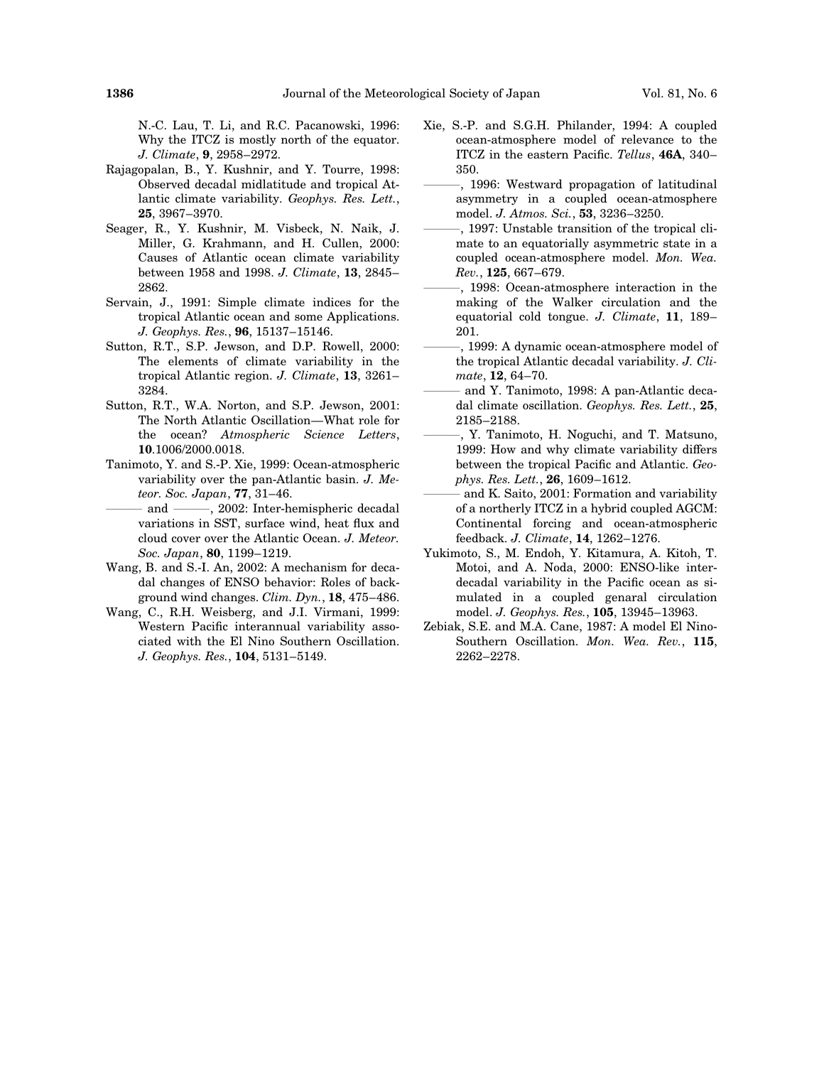N.-C. Lau, T. Li, and R.C. Pacanowski, 1996: Why the ITCZ is mostly north of the equator. *J. Climate*, **9**, 2958–2972.

Rajagopalan, B., Y. Kushnir, and Y. Tourre, 1998: Observed decadal midlatitude and tropical Atlantic climate variability. *Geophys. Res. Lett.*, **25**, 3967–3970.

Seager, R., Y. Kushnir, M. Visbeck, N. Naik, J. Miller, G. Krahmann, and H. Cullen, 2000: Causes of Atlantic ocean climate variability between 1958 and 1998. *J. Climate*, **13**, 2845–2862.

Servain, J., 1991: Simple climate indices for the tropical Atlantic ocean and some Applications. *J. Geophys. Res.*, **96**, 15137–15146.

Sutton, R.T., S.P. Jewson, and D.P. Rowell, 2000: The elements of climate variability in the tropical Atlantic region. *J. Climate*, **13**, 3261–3284.

Sutton, R.T., W.A. Norton, and S.P. Jewson, 2001: The North Atlantic Oscillation—What role for the ocean? *Atmospheric Science Letters*, **10**.1006/2000.0018.

Tanimoto, Y. and S.-P. Xie, 1999: Ocean-atmospheric variability over the pan-Atlantic basin. *J. Meteor. Soc. Japan*, **77**, 31–46.

——— and ———, 2002: Inter-hemispheric decadal variations in SST, surface wind, heat flux and cloud cover over the Atlantic Ocean. *J. Meteor. Soc. Japan*, **80**, 1199–1219.

Wang, B. and S.-I. An, 2002: A mechanism for decadal changes of ENSO behavior: Roles of background wind changes. *Clim. Dyn.*, **18**, 475–486.

Wang, C., R.H. Weisberg, and J.I. Virmani, 1999: Western Pacific interannual variability associated with the El Nino Southern Oscillation. *J. Geophys. Res.*, **104**, 5131–5149.

Xie, S.-P. and S.G.H. Philander, 1994: A coupled ocean-atmosphere model of relevance to the ITCZ in the eastern Pacific. *Tellus*, **46A**, 340–350.

———, 1996: Westward propagation of latitudinal asymmetry in a coupled ocean-atmosphere model. *J. Atmos. Sci.*, **53**, 3236–3250.

———, 1997: Unstable transition of the tropical climate to an equatorially asymmetric state in a coupled ocean-atmosphere model. *Mon. Wea. Rev.*, **125**, 667–679.

———, 1998: Ocean-atmosphere interaction in the making of the Walker circulation and the equatorial cold tongue. *J. Climate*, **11**, 189–201.

———, 1999: A dynamic ocean-atmosphere model of the tropical Atlantic decadal variability. *J. Climate*, **12**, 64–70.

——— and Y. Tanimoto, 1998: A pan-Atlantic decadal climate oscillation. *Geophys. Res. Lett.*, **25**, 2185–2188.

———, Y. Tanimoto, H. Noguchi, and T. Matsuno, 1999: How and why climate variability differs between the tropical Pacific and Atlantic. *Geophys. Res. Lett.*, **26**, 1609–1612.

——— and K. Saito, 2001: Formation and variability of a northerly ITCZ in a hybrid coupled AGCM: Continental forcing and ocean-atmospheric feedback. *J. Climate*, **14**, 1262–1276.

Yukimoto, S., M. Endoh, Y. Kitamura, A. Kitoh, T. Motoi, and A. Noda, 2000: ENSO-like interdecadal variability in the Pacific ocean as simulated in a coupled genaral circulation model. *J. Geophys. Res.*, **105**, 13945–13963.

Zebiak, S.E. and M.A. Cane, 1987: A model El Nino-Southern Oscillation. *Mon. Wea. Rev.*, **115**, 2262–2278.